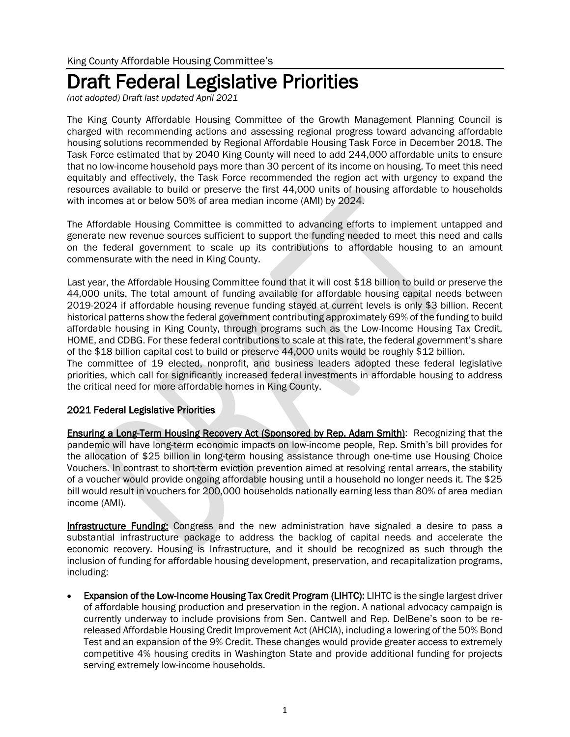King County Affordable Housing Committee's

# Draft Federal Legislative Priorities

*(not adopted) Draft last updated April 2021*

The King County Affordable Housing Committee of the Growth Management Planning Council is charged with recommending actions and assessing regional progress toward advancing affordable housing solutions recommended by Regional Affordable Housing Task Force in December 2018. The Task Force estimated that by 2040 King County will need to add 244,000 affordable units to ensure that no low-income household pays more than 30 percent of its income on housing. To meet this need equitably and effectively, the Task Force recommended the region act with urgency to expand the resources available to build or preserve the first 44,000 units of housing affordable to households with incomes at or below 50% of area median income (AMI) by 2024.

The Affordable Housing Committee is committed to advancing efforts to implement untapped and generate new revenue sources sufficient to support the funding needed to meet this need and calls on the federal government to scale up its contributions to affordable housing to an amount commensurate with the need in King County.

Last year, the Affordable Housing Committee found that it will cost $18 billion to build or preserve the 44,000 units. The total amount of funding available for affordable housing capital needs between 2019-2024 if affordable housing revenue funding stayed at current levels is only $3 billion. Recent historical patterns show the federal government contributing approximately 69% of the funding to build affordable housing in King County, through programs such as the Low-Income Housing Tax Credit, HOME, and CDBG. For these federal contributions to scale at this rate, the federal government's share of the $18 billion capital cost to build or preserve 44,000 units would be roughly $12 billion.
The committee of 19 elected, nonprofit, and business leaders adopted these federal legislative priorities, which call for significantly increased federal investments in affordable housing to address the critical need for more affordable homes in King County.

## 2021 Federal Legislative Priorities

**Ensuring a Long-Term Housing Recovery Act (Sponsored by Rep. Adam Smith)**: Recognizing that the pandemic will have long-term economic impacts on low-income people, Rep. Smith's bill provides for the allocation of $25 billion in long-term housing assistance through one-time use Housing Choice Vouchers. In contrast to short-term eviction prevention aimed at resolving rental arrears, the stability of a voucher would provide ongoing affordable housing until a household no longer needs it. The $25 bill would result in vouchers for 200,000 households nationally earning less than 80% of area median income (AMI).

**Infrastructure Funding:** Congress and the new administration have signaled a desire to pass a substantial infrastructure package to address the backlog of capital needs and accelerate the economic recovery. Housing is Infrastructure, and it should be recognized as such through the inclusion of funding for affordable housing development, preservation, and recapitalization programs, including:

- **Expansion of the Low-Income Housing Tax Credit Program (LIHTC):** LIHTC is the single largest driver of affordable housing production and preservation in the region. A national advocacy campaign is currently underway to include provisions from Sen. Cantwell and Rep. DelBene's soon to be re-released Affordable Housing Credit Improvement Act (AHCIA), including a lowering of the 50% Bond Test and an expansion of the 9% Credit. These changes would provide greater access to extremely competitive 4% housing credits in Washington State and provide additional funding for projects serving extremely low-income households.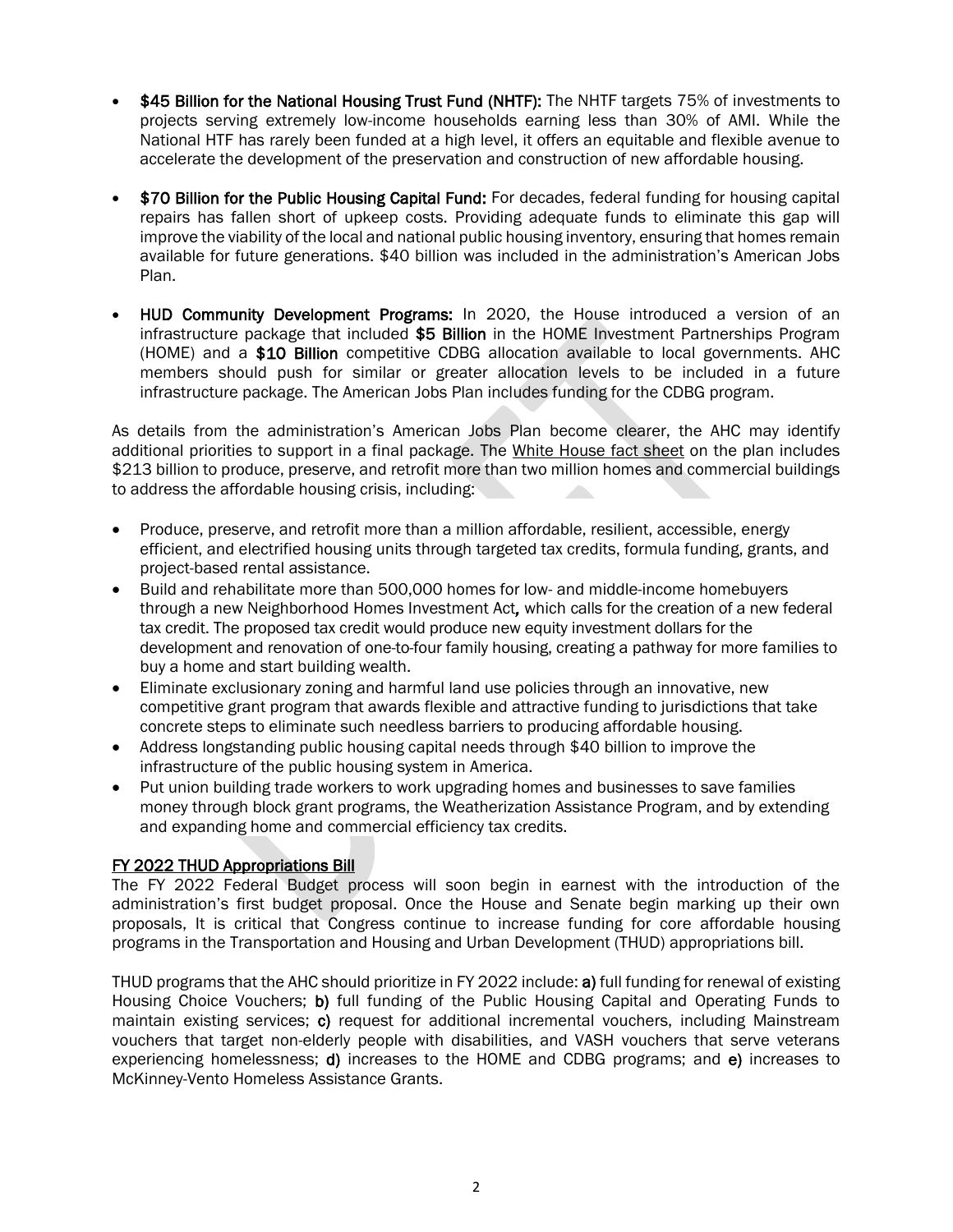- **$45 Billion for the National Housing Trust Fund (NHTF):** The NHTF targets 75% of investments to projects serving extremely low-income households earning less than 30% of AMI. While the National HTF has rarely been funded at a high level, it offers an equitable and flexible avenue to accelerate the development of the preservation and construction of new affordable housing.

- **$70 Billion for the Public Housing Capital Fund:** For decades, federal funding for housing capital repairs has fallen short of upkeep costs. Providing adequate funds to eliminate this gap will improve the viability of the local and national public housing inventory, ensuring that homes remain available for future generations. $40 billion was included in the administration's American Jobs Plan.

- **HUD Community Development Programs:** In 2020, the House introduced a version of an infrastructure package that included **$5 Billion** in the HOME Investment Partnerships Program (HOME) and a **$10 Billion** competitive CDBG allocation available to local governments. AHC members should push for similar or greater allocation levels to be included in a future infrastructure package. The American Jobs Plan includes funding for the CDBG program.

As details from the administration's American Jobs Plan become clearer, the AHC may identify additional priorities to support in a final package. The White House fact sheet on the plan includes $213 billion to produce, preserve, and retrofit more than two million homes and commercial buildings to address the affordable housing crisis, including:

- Produce, preserve, and retrofit more than a million affordable, resilient, accessible, energy efficient, and electrified housing units through targeted tax credits, formula funding, grants, and project-based rental assistance.
- Build and rehabilitate more than 500,000 homes for low- and middle-income homebuyers through a new Neighborhood Homes Investment Act*,* which calls for the creation of a new federal tax credit. The proposed tax credit would produce new equity investment dollars for the development and renovation of one-to-four family housing, creating a pathway for more families to buy a home and start building wealth.
- Eliminate exclusionary zoning and harmful land use policies through an innovative, new competitive grant program that awards flexible and attractive funding to jurisdictions that take concrete steps to eliminate such needless barriers to producing affordable housing.
- Address longstanding public housing capital needs through $40 billion to improve the infrastructure of the public housing system in America.
- Put union building trade workers to work upgrading homes and businesses to save families money through block grant programs, the Weatherization Assistance Program, and by extending and expanding home and commercial efficiency tax credits.

## FY 2022 THUD Appropriations Bill

The FY 2022 Federal Budget process will soon begin in earnest with the introduction of the administration's first budget proposal. Once the House and Senate begin marking up their own proposals, It is critical that Congress continue to increase funding for core affordable housing programs in the Transportation and Housing and Urban Development (THUD) appropriations bill.

THUD programs that the AHC should prioritize in FY 2022 include: **a)** full funding for renewal of existing Housing Choice Vouchers; **b)** full funding of the Public Housing Capital and Operating Funds to maintain existing services; **c)** request for additional incremental vouchers, including Mainstream vouchers that target non-elderly people with disabilities, and VASH vouchers that serve veterans experiencing homelessness; **d)** increases to the HOME and CDBG programs; and **e)** increases to McKinney-Vento Homeless Assistance Grants.